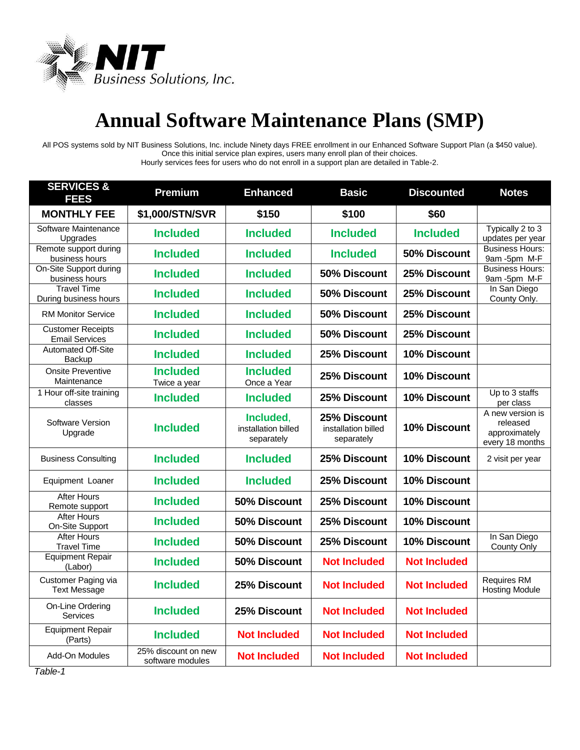NIT Business Solutions, Inc.

# Annual Software Maintenance Plans (SMP)

All POS systems sold by NIT Business Solutions, Inc. include Ninety days FREE enrollment in our Enhanced Software Support Plan (a $450 value).
Once this initial service plan expires, users many enroll plan of their choices.
Hourly services fees for users who do not enroll in a support plan are detailed in Table-2.

| SERVICES & FEES | Premium | Enhanced | Basic | Discounted | Notes |
|---|---|---|---|---|---|
| **MONTHLY FEE** | **$1,000/STN/SVR** | **$150** | **$100** | **$60** | |
| Software Maintenance Upgrades | **Included** | **Included** | **Included** | **Included** | Typically 2 to 3 updates per year |
| Remote support during business hours | **Included** | **Included** | **Included** | **50% Discount** | Business Hours: 9am -5pm M-F |
| On-Site Support during business hours | **Included** | **Included** | **50% Discount** | **25% Discount** | Business Hours: 9am -5pm M-F |
| Travel Time During business hours | **Included** | **Included** | **50% Discount** | **25% Discount** | In San Diego County Only. |
| RM Monitor Service | **Included** | **Included** | **50% Discount** | **25% Discount** | |
| Customer Receipts Email Services | **Included** | **Included** | **50% Discount** | **25% Discount** | |
| Automated Off-Site Backup | **Included** | **Included** | **25% Discount** | **10% Discount** | |
| Onsite Preventive Maintenance | **Included** Twice a year | **Included** Once a Year | **25% Discount** | **10% Discount** | |
| 1 Hour off-site training classes | **Included** | **Included** | **25% Discount** | **10% Discount** | Up to 3 staffs per class |
| Software Version Upgrade | **Included** | **Included**, installation billed separately | **25% Discount** installation billed separately | **10% Discount** | A new version is released approximately every 18 months |
| Business Consulting | **Included** | **Included** | **25% Discount** | **10% Discount** | 2 visit per year |
| Equipment Loaner | **Included** | **Included** | **25% Discount** | **10% Discount** | |
| After Hours Remote support | **Included** | **50% Discount** | **25% Discount** | **10% Discount** | |
| After Hours On-Site Support | **Included** | **50% Discount** | **25% Discount** | **10% Discount** | |
| After Hours Travel Time | **Included** | **50% Discount** | **25% Discount** | **10% Discount** | In San Diego County Only |
| Equipment Repair (Labor) | **Included** | **50% Discount** | **Not Included** | **Not Included** | |
| Customer Paging via Text Message | **Included** | **25% Discount** | **Not Included** | **Not Included** | Requires RM Hosting Module |
| On-Line Ordering Services | **Included** | **25% Discount** | **Not Included** | **Not Included** | |
| Equipment Repair (Parts) | **Included** | **Not Included** | **Not Included** | **Not Included** | |
| Add-On Modules | 25% discount on new software modules | **Not Included** | **Not Included** | **Not Included** | |

*Table-1*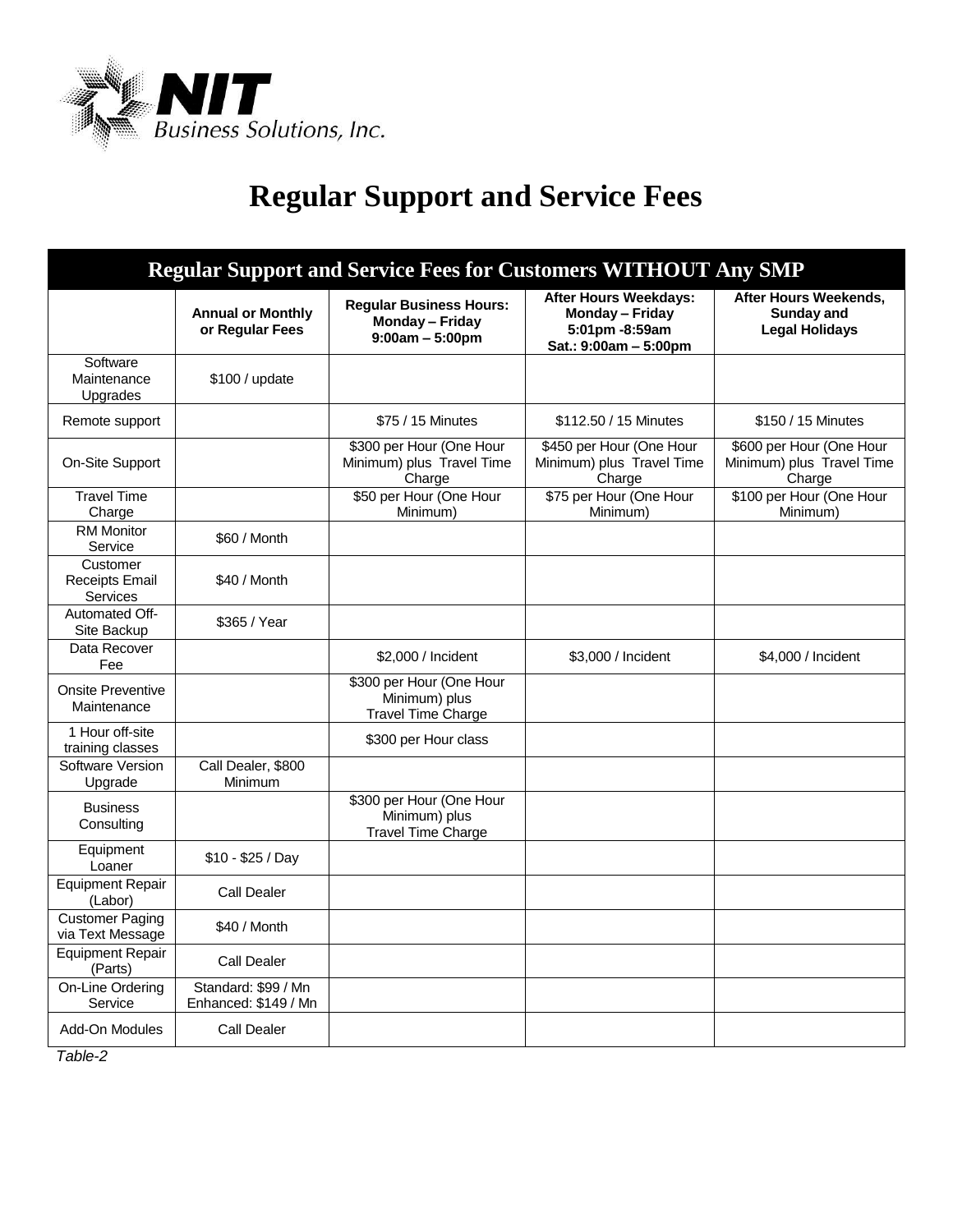NIT Business Solutions, Inc.

# Regular Support and Service Fees

| Regular Support and Service Fees for Customers WITHOUT Any SMP | | | | |
|---|---|---|---|---|
| | **Annual or Monthly or Regular Fees** | **Regular Business Hours: Monday – Friday 9:00am – 5:00pm** | **After Hours Weekdays: Monday – Friday 5:01pm -8:59am Sat.: 9:00am – 5:00pm** | **After Hours Weekends, Sunday and Legal Holidays** |
| Software Maintenance Upgrades | $100 / update | | | |
| Remote support | | $75 / 15 Minutes | $112.50 / 15 Minutes | $150 / 15 Minutes |
| On-Site Support | | $300 per Hour (One Hour Minimum) plus Travel Time Charge | $450 per Hour (One Hour Minimum) plus Travel Time Charge | $600 per Hour (One Hour Minimum) plus Travel Time Charge |
| Travel Time Charge | | $50 per Hour (One Hour Minimum) | $75 per Hour (One Hour Minimum) | $100 per Hour (One Hour Minimum) |
| RM Monitor Service | $60 / Month | | | |
| Customer Receipts Email Services | $40 / Month | | | |
| Automated Off-Site Backup | $365 / Year | | | |
| Data Recover Fee | | $2,000 / Incident | $3,000 / Incident | $4,000 / Incident |
| Onsite Preventive Maintenance | | $300 per Hour (One Hour Minimum) plus Travel Time Charge | | |
| 1 Hour off-site training classes | | $300 per Hour class | | |
| Software Version Upgrade | Call Dealer, $800 Minimum | | | |
| Business Consulting | | $300 per Hour (One Hour Minimum) plus Travel Time Charge | | |
| Equipment Loaner | $10 - $25 / Day | | | |
| Equipment Repair (Labor) | Call Dealer | | | |
| Customer Paging via Text Message | $40 / Month | | | |
| Equipment Repair (Parts) | Call Dealer | | | |
| On-Line Ordering Service | Standard: $99 / Mn Enhanced: $149 / Mn | | | |
| Add-On Modules | Call Dealer | | | |

*Table-2*